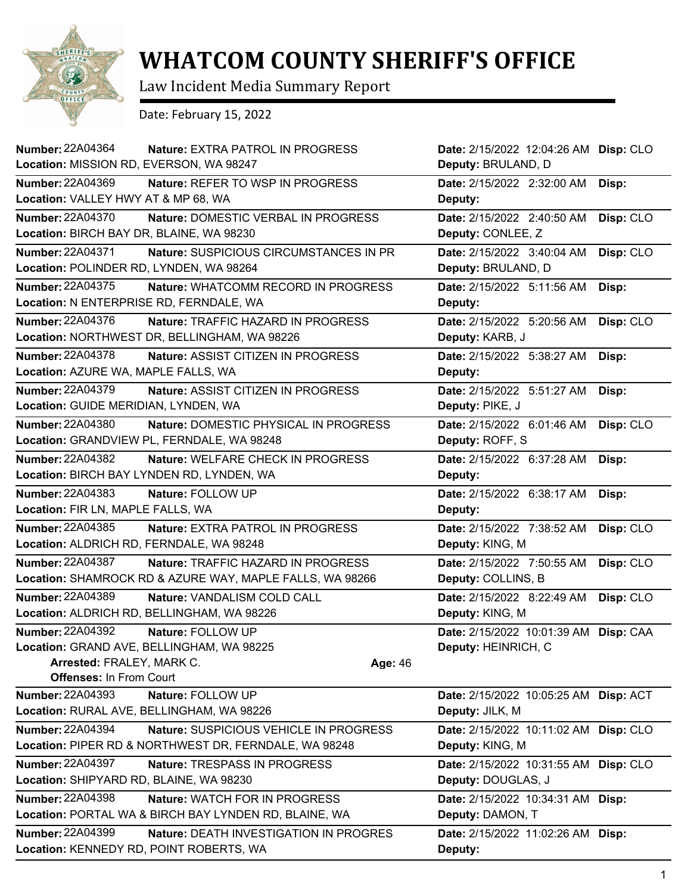# WHATCOM COUNTY SHERIFF'S OFFICE

Law Incident Media Summary Report

Date: February 15, 2022

**Number:** 22A04364 **Nature:** EXTRA PATROL IN PROGRESS **Date:** 2/15/2022 12:04:26 AM **Disp:** CLO
**Location:** MISSION RD, EVERSON, WA 98247 **Deputy:** BRULAND, D

---

**Number:** 22A04369 **Nature:** REFER TO WSP IN PROGRESS **Date:** 2/15/2022 2:32:00 AM **Disp:**
**Location:** VALLEY HWY AT & MP 68, WA **Deputy:**

---

**Number:** 22A04370 **Nature:** DOMESTIC VERBAL IN PROGRESS **Date:** 2/15/2022 2:40:50 AM **Disp:** CLO
**Location:** BIRCH BAY DR, BLAINE, WA 98230 **Deputy:** CONLEE, Z

---

**Number:** 22A04371 **Nature:** SUSPICIOUS CIRCUMSTANCES IN PR **Date:** 2/15/2022 3:40:04 AM **Disp:** CLO
**Location:** POLINDER RD, LYNDEN, WA 98264 **Deputy:** BRULAND, D

---

**Number:** 22A04375 **Nature:** WHATCOMM RECORD IN PROGRESS **Date:** 2/15/2022 5:11:56 AM **Disp:**
**Location:** N ENTERPRISE RD, FERNDALE, WA **Deputy:**

---

**Number:** 22A04376 **Nature:** TRAFFIC HAZARD IN PROGRESS **Date:** 2/15/2022 5:20:56 AM **Disp:** CLO
**Location:** NORTHWEST DR, BELLINGHAM, WA 98226 **Deputy:** KARB, J

---

**Number:** 22A04378 **Nature:** ASSIST CITIZEN IN PROGRESS **Date:** 2/15/2022 5:38:27 AM **Disp:**
**Location:** AZURE WA, MAPLE FALLS, WA **Deputy:**

---

**Number:** 22A04379 **Nature:** ASSIST CITIZEN IN PROGRESS **Date:** 2/15/2022 5:51:27 AM **Disp:**
**Location:** GUIDE MERIDIAN, LYNDEN, WA **Deputy:** PIKE, J

---

**Number:** 22A04380 **Nature:** DOMESTIC PHYSICAL IN PROGRESS **Date:** 2/15/2022 6:01:46 AM **Disp:** CLO
**Location:** GRANDVIEW PL, FERNDALE, WA 98248 **Deputy:** ROFF, S

---

**Number:** 22A04382 **Nature:** WELFARE CHECK IN PROGRESS **Date:** 2/15/2022 6:37:28 AM **Disp:**
**Location:** BIRCH BAY LYNDEN RD, LYNDEN, WA **Deputy:**

---

**Number:** 22A04383 **Nature:** FOLLOW UP **Date:** 2/15/2022 6:38:17 AM **Disp:**
**Location:** FIR LN, MAPLE FALLS, WA **Deputy:**

---

**Number:** 22A04385 **Nature:** EXTRA PATROL IN PROGRESS **Date:** 2/15/2022 7:38:52 AM **Disp:** CLO
**Location:** ALDRICH RD, FERNDALE, WA 98248 **Deputy:** KING, M

---

**Number:** 22A04387 **Nature:** TRAFFIC HAZARD IN PROGRESS **Date:** 2/15/2022 7:50:55 AM **Disp:** CLO
**Location:** SHAMROCK RD & AZURE WAY, MAPLE FALLS, WA 98266 **Deputy:** COLLINS, B

---

**Number:** 22A04389 **Nature:** VANDALISM COLD CALL **Date:** 2/15/2022 8:22:49 AM **Disp:** CLO
**Location:** ALDRICH RD, BELLINGHAM, WA 98226 **Deputy:** KING, M

---

**Number:** 22A04392 **Nature:** FOLLOW UP **Date:** 2/15/2022 10:01:39 AM **Disp:** CAA
**Location:** GRAND AVE, BELLINGHAM, WA 98225 **Deputy:** HEINRICH, C
**Arrested:** FRALEY, MARK C. **Age:** 46
**Offenses:** In From Court

---

**Number:** 22A04393 **Nature:** FOLLOW UP **Date:** 2/15/2022 10:05:25 AM **Disp:** ACT
**Location:** RURAL AVE, BELLINGHAM, WA 98226 **Deputy:** JILK, M

---

**Number:** 22A04394 **Nature:** SUSPICIOUS VEHICLE IN PROGRESS **Date:** 2/15/2022 10:11:02 AM **Disp:** CLO
**Location:** PIPER RD & NORTHWEST DR, FERNDALE, WA 98248 **Deputy:** KING, M

---

**Number:** 22A04397 **Nature:** TRESPASS IN PROGRESS **Date:** 2/15/2022 10:31:55 AM **Disp:** CLO
**Location:** SHIPYARD RD, BLAINE, WA 98230 **Deputy:** DOUGLAS, J

---

**Number:** 22A04398 **Nature:** WATCH FOR IN PROGRESS **Date:** 2/15/2022 10:34:31 AM **Disp:**
**Location:** PORTAL WA & BIRCH BAY LYNDEN RD, BLAINE, WA **Deputy:** DAMON, T

---

**Number:** 22A04399 **Nature:** DEATH INVESTIGATION IN PROGRES **Date:** 2/15/2022 11:02:26 AM **Disp:**
**Location:** KENNEDY RD, POINT ROBERTS, WA **Deputy:**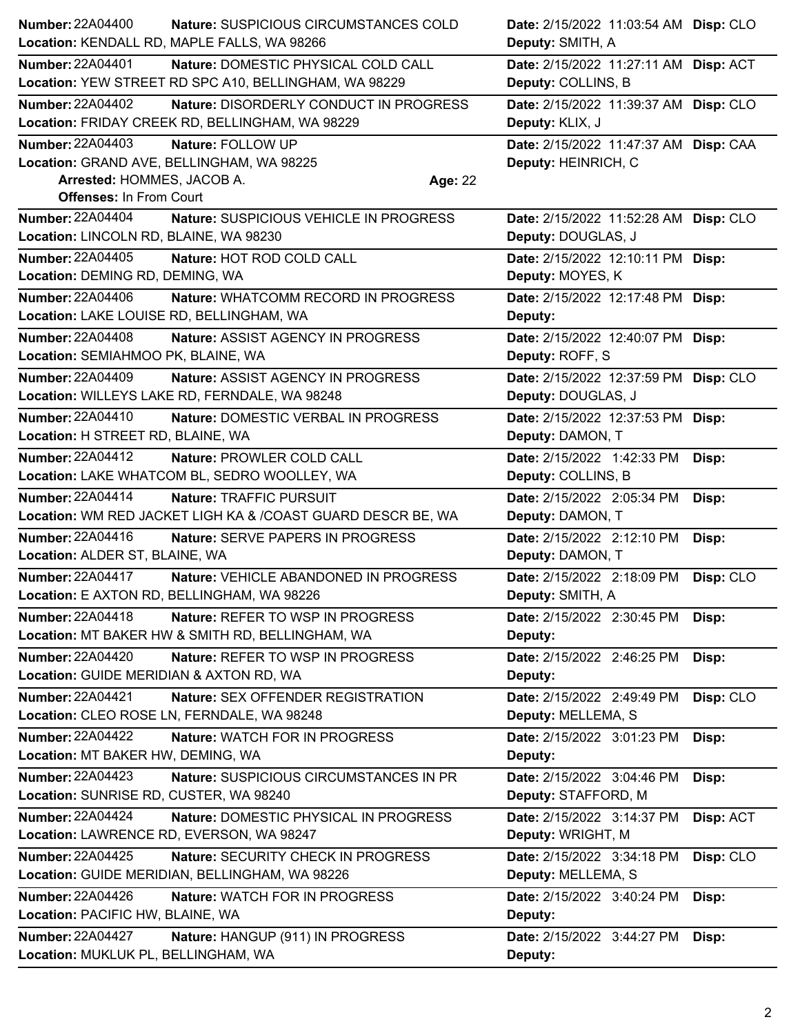**Number:** 22A04400 **Nature:** SUSPICIOUS CIRCUMSTANCES COLD **Date:** 2/15/2022 11:03:54 AM **Disp:** CLO
**Location:** KENDALL RD, MAPLE FALLS, WA 98266 **Deputy:** SMITH, A

---

**Number:** 22A04401 **Nature:** DOMESTIC PHYSICAL COLD CALL **Date:** 2/15/2022 11:27:11 AM **Disp:** ACT
**Location:** YEW STREET RD SPC A10, BELLINGHAM, WA 98229 **Deputy:** COLLINS, B

---

**Number:** 22A04402 **Nature:** DISORDERLY CONDUCT IN PROGRESS **Date:** 2/15/2022 11:39:37 AM **Disp:** CLO
**Location:** FRIDAY CREEK RD, BELLINGHAM, WA 98229 **Deputy:** KLIX, J

---

**Number:** 22A04403 **Nature:** FOLLOW UP **Date:** 2/15/2022 11:47:37 AM **Disp:** CAA
**Location:** GRAND AVE, BELLINGHAM, WA 98225 **Deputy:** HEINRICH, C
**Arrested:** HOMMES, JACOB A. **Age:** 22
**Offenses:** In From Court

---

**Number:** 22A04404 **Nature:** SUSPICIOUS VEHICLE IN PROGRESS **Date:** 2/15/2022 11:52:28 AM **Disp:** CLO
**Location:** LINCOLN RD, BLAINE, WA 98230 **Deputy:** DOUGLAS, J

---

**Number:** 22A04405 **Nature:** HOT ROD COLD CALL **Date:** 2/15/2022 12:10:11 PM **Disp:**
**Location:** DEMING RD, DEMING, WA **Deputy:** MOYES, K

---

**Number:** 22A04406 **Nature:** WHATCOMM RECORD IN PROGRESS **Date:** 2/15/2022 12:17:48 PM **Disp:**
**Location:** LAKE LOUISE RD, BELLINGHAM, WA **Deputy:**

---

**Number:** 22A04408 **Nature:** ASSIST AGENCY IN PROGRESS **Date:** 2/15/2022 12:40:07 PM **Disp:**
**Location:** SEMIAHMOO PK, BLAINE, WA **Deputy:** ROFF, S

---

**Number:** 22A04409 **Nature:** ASSIST AGENCY IN PROGRESS **Date:** 2/15/2022 12:37:59 PM **Disp:** CLO
**Location:** WILLEYS LAKE RD, FERNDALE, WA 98248 **Deputy:** DOUGLAS, J

---

**Number:** 22A04410 **Nature:** DOMESTIC VERBAL IN PROGRESS **Date:** 2/15/2022 12:37:53 PM **Disp:**
**Location:** H STREET RD, BLAINE, WA **Deputy:** DAMON, T

---

**Number:** 22A04412 **Nature:** PROWLER COLD CALL **Date:** 2/15/2022 1:42:33 PM **Disp:**
**Location:** LAKE WHATCOM BL, SEDRO WOOLLEY, WA **Deputy:** COLLINS, B

---

**Number:** 22A04414 **Nature:** TRAFFIC PURSUIT **Date:** 2/15/2022 2:05:34 PM **Disp:**
**Location:** WM RED JACKET LIGH KA & /COAST GUARD DESCR BE, WA **Deputy:** DAMON, T

---

**Number:** 22A04416 **Nature:** SERVE PAPERS IN PROGRESS **Date:** 2/15/2022 2:12:10 PM **Disp:**
**Location:** ALDER ST, BLAINE, WA **Deputy:** DAMON, T

---

**Number:** 22A04417 **Nature:** VEHICLE ABANDONED IN PROGRESS **Date:** 2/15/2022 2:18:09 PM **Disp:** CLO
**Location:** E AXTON RD, BELLINGHAM, WA 98226 **Deputy:** SMITH, A

---

**Number:** 22A04418 **Nature:** REFER TO WSP IN PROGRESS **Date:** 2/15/2022 2:30:45 PM **Disp:**
**Location:** MT BAKER HW & SMITH RD, BELLINGHAM, WA **Deputy:**

---

**Number:** 22A04420 **Nature:** REFER TO WSP IN PROGRESS **Date:** 2/15/2022 2:46:25 PM **Disp:**
**Location:** GUIDE MERIDIAN & AXTON RD, WA **Deputy:**

---

**Number:** 22A04421 **Nature:** SEX OFFENDER REGISTRATION **Date:** 2/15/2022 2:49:49 PM **Disp:** CLO
**Location:** CLEO ROSE LN, FERNDALE, WA 98248 **Deputy:** MELLEMA, S

---

**Number:** 22A04422 **Nature:** WATCH FOR IN PROGRESS **Date:** 2/15/2022 3:01:23 PM **Disp:**
**Location:** MT BAKER HW, DEMING, WA **Deputy:**

---

**Number:** 22A04423 **Nature:** SUSPICIOUS CIRCUMSTANCES IN PR **Date:** 2/15/2022 3:04:46 PM **Disp:**
**Location:** SUNRISE RD, CUSTER, WA 98240 **Deputy:** STAFFORD, M

---

**Number:** 22A04424 **Nature:** DOMESTIC PHYSICAL IN PROGRESS **Date:** 2/15/2022 3:14:37 PM **Disp:** ACT
**Location:** LAWRENCE RD, EVERSON, WA 98247 **Deputy:** WRIGHT, M

---

**Number:** 22A04425 **Nature:** SECURITY CHECK IN PROGRESS **Date:** 2/15/2022 3:34:18 PM **Disp:** CLO
**Location:** GUIDE MERIDIAN, BELLINGHAM, WA 98226 **Deputy:** MELLEMA, S

---

**Number:** 22A04426 **Nature:** WATCH FOR IN PROGRESS **Date:** 2/15/2022 3:40:24 PM **Disp:**
**Location:** PACIFIC HW, BLAINE, WA **Deputy:**

---

**Number:** 22A04427 **Nature:** HANGUP (911) IN PROGRESS **Date:** 2/15/2022 3:44:27 PM **Disp:**
**Location:** MUKLUK PL, BELLINGHAM, WA **Deputy:**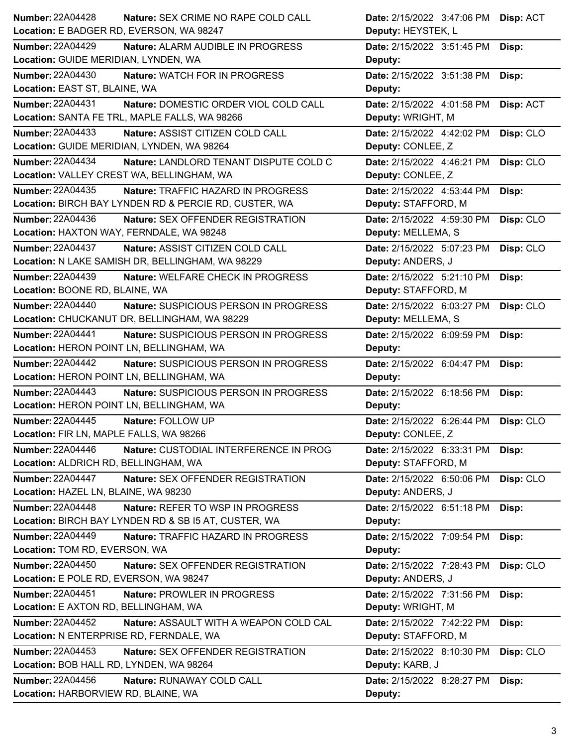| Number | Nature | Location | Date | Deputy | Disp |
|---|---|---|---|---|---|
| 22A04428 | SEX CRIME NO RAPE COLD CALL | E BADGER RD, EVERSON, WA 98247 | 2/15/2022 3:47:06 PM | HEYSTEK, L | ACT |
| 22A04429 | ALARM AUDIBLE IN PROGRESS | GUIDE MERIDIAN, LYNDEN, WA | 2/15/2022 3:51:45 PM | | |
| 22A04430 | WATCH FOR IN PROGRESS | EAST ST, BLAINE, WA | 2/15/2022 3:51:38 PM | | |
| 22A04431 | DOMESTIC ORDER VIOL COLD CALL | SANTA FE TRL, MAPLE FALLS, WA 98266 | 2/15/2022 4:01:58 PM | WRIGHT, M | ACT |
| 22A04433 | ASSIST CITIZEN COLD CALL | GUIDE MERIDIAN, LYNDEN, WA 98264 | 2/15/2022 4:42:02 PM | CONLEE, Z | CLO |
| 22A04434 | LANDLORD TENANT DISPUTE COLD C | VALLEY CREST WA, BELLINGHAM, WA | 2/15/2022 4:46:21 PM | CONLEE, Z | CLO |
| 22A04435 | TRAFFIC HAZARD IN PROGRESS | BIRCH BAY LYNDEN RD & PERCIE RD, CUSTER, WA | 2/15/2022 4:53:44 PM | STAFFORD, M | |
| 22A04436 | SEX OFFENDER REGISTRATION | HAXTON WAY, FERNDALE, WA 98248 | 2/15/2022 4:59:30 PM | MELLEMA, S | CLO |
| 22A04437 | ASSIST CITIZEN COLD CALL | N LAKE SAMISH DR, BELLINGHAM, WA 98229 | 2/15/2022 5:07:23 PM | ANDERS, J | CLO |
| 22A04439 | WELFARE CHECK IN PROGRESS | BOONE RD, BLAINE, WA | 2/15/2022 5:21:10 PM | STAFFORD, M | |
| 22A04440 | SUSPICIOUS PERSON IN PROGRESS | CHUCKANUT DR, BELLINGHAM, WA 98229 | 2/15/2022 6:03:27 PM | MELLEMA, S | CLO |
| 22A04441 | SUSPICIOUS PERSON IN PROGRESS | HERON POINT LN, BELLINGHAM, WA | 2/15/2022 6:09:59 PM | | |
| 22A04442 | SUSPICIOUS PERSON IN PROGRESS | HERON POINT LN, BELLINGHAM, WA | 2/15/2022 6:04:47 PM | | |
| 22A04443 | SUSPICIOUS PERSON IN PROGRESS | HERON POINT LN, BELLINGHAM, WA | 2/15/2022 6:18:56 PM | | |
| 22A04445 | FOLLOW UP | FIR LN, MAPLE FALLS, WA 98266 | 2/15/2022 6:26:44 PM | CONLEE, Z | CLO |
| 22A04446 | CUSTODIAL INTERFERENCE IN PROG | ALDRICH RD, BELLINGHAM, WA | 2/15/2022 6:33:31 PM | STAFFORD, M | |
| 22A04447 | SEX OFFENDER REGISTRATION | HAZEL LN, BLAINE, WA 98230 | 2/15/2022 6:50:06 PM | ANDERS, J | CLO |
| 22A04448 | REFER TO WSP IN PROGRESS | BIRCH BAY LYNDEN RD & SB I5 AT, CUSTER, WA | 2/15/2022 6:51:18 PM | | |
| 22A04449 | TRAFFIC HAZARD IN PROGRESS | TOM RD, EVERSON, WA | 2/15/2022 7:09:54 PM | | |
| 22A04450 | SEX OFFENDER REGISTRATION | E POLE RD, EVERSON, WA 98247 | 2/15/2022 7:28:43 PM | ANDERS, J | CLO |
| 22A04451 | PROWLER IN PROGRESS | E AXTON RD, BELLINGHAM, WA | 2/15/2022 7:31:56 PM | WRIGHT, M | |
| 22A04452 | ASSAULT WITH A WEAPON COLD CAL | N ENTERPRISE RD, FERNDALE, WA | 2/15/2022 7:42:22 PM | STAFFORD, M | |
| 22A04453 | SEX OFFENDER REGISTRATION | BOB HALL RD, LYNDEN, WA 98264 | 2/15/2022 8:10:30 PM | KARB, J | CLO |
| 22A04456 | RUNAWAY COLD CALL | HARBORVIEW RD, BLAINE, WA | 2/15/2022 8:28:27 PM | | |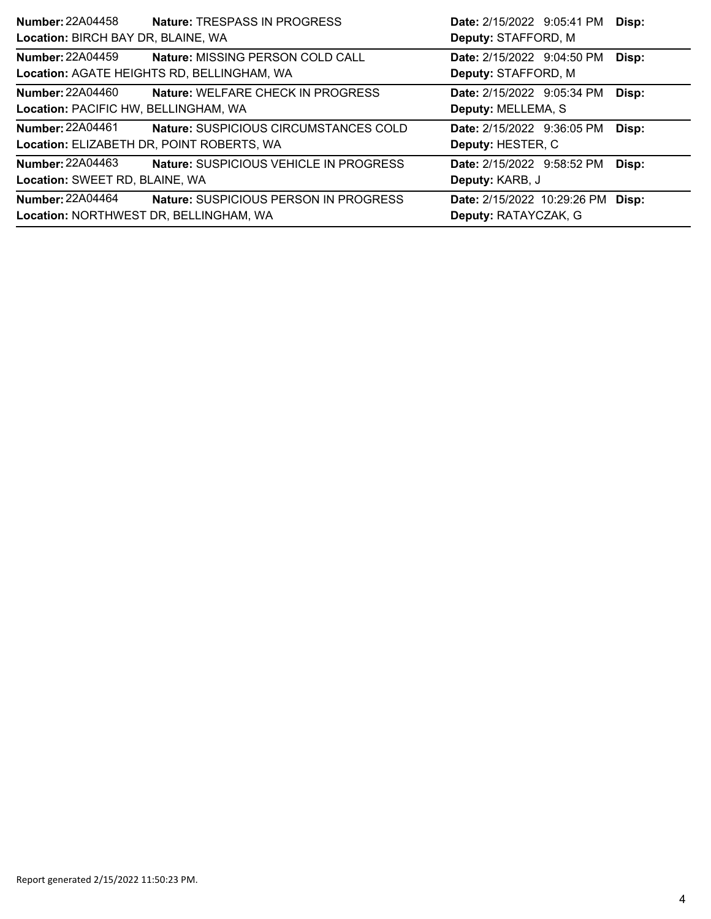**Number:** 22A04458 **Nature:** TRESPASS IN PROGRESS **Date:** 2/15/2022 9:05:41 PM **Disp:**
**Location:** BIRCH BAY DR, BLAINE, WA **Deputy:** STAFFORD, M

---

**Number:** 22A04459 **Nature:** MISSING PERSON COLD CALL **Date:** 2/15/2022 9:04:50 PM **Disp:**
**Location:** AGATE HEIGHTS RD, BELLINGHAM, WA **Deputy:** STAFFORD, M

---

**Number:** 22A04460 **Nature:** WELFARE CHECK IN PROGRESS **Date:** 2/15/2022 9:05:34 PM **Disp:**
**Location:** PACIFIC HW, BELLINGHAM, WA **Deputy:** MELLEMA, S

---

**Number:** 22A04461 **Nature:** SUSPICIOUS CIRCUMSTANCES COLD **Date:** 2/15/2022 9:36:05 PM **Disp:**
**Location:** ELIZABETH DR, POINT ROBERTS, WA **Deputy:** HESTER, C

---

**Number:** 22A04463 **Nature:** SUSPICIOUS VEHICLE IN PROGRESS **Date:** 2/15/2022 9:58:52 PM **Disp:**
**Location:** SWEET RD, BLAINE, WA **Deputy:** KARB, J

---

**Number:** 22A04464 **Nature:** SUSPICIOUS PERSON IN PROGRESS **Date:** 2/15/2022 10:29:26 PM **Disp:**
**Location:** NORTHWEST DR, BELLINGHAM, WA **Deputy:** RATAYCZAK, G

---

Report generated 2/15/2022 11:50:23 PM.